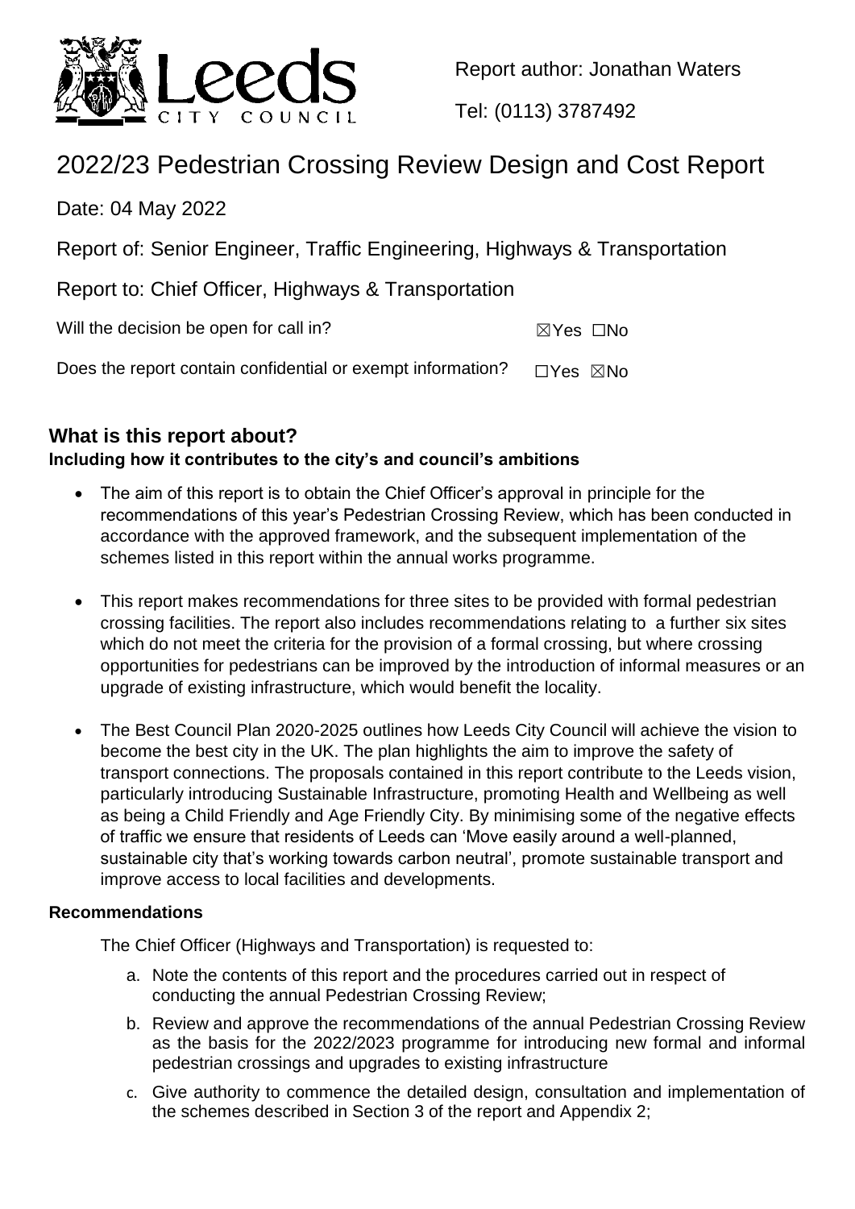Report author: Jonathan Waters

Tel: (0113) 3787492

# 2022/23 Pedestrian Crossing Review Design and Cost Report

Date: 04 May 2022

Report of: Senior Engineer, Traffic Engineering, Highways & Transportation

Report to: Chief Officer, Highways & Transportation

Will the decision be open for call in? ☒Yes ☐No

Does the report contain confidential or exempt information? ☐Yes ☒No

## What is this report about?

### Including how it contributes to the city's and council's ambitions

- The aim of this report is to obtain the Chief Officer's approval in principle for the recommendations of this year's Pedestrian Crossing Review, which has been conducted in accordance with the approved framework, and the subsequent implementation of the schemes listed in this report within the annual works programme.
- This report makes recommendations for three sites to be provided with formal pedestrian crossing facilities. The report also includes recommendations relating to a further six sites which do not meet the criteria for the provision of a formal crossing, but where crossing opportunities for pedestrians can be improved by the introduction of informal measures or an upgrade of existing infrastructure, which would benefit the locality.
- The Best Council Plan 2020-2025 outlines how Leeds City Council will achieve the vision to become the best city in the UK. The plan highlights the aim to improve the safety of transport connections. The proposals contained in this report contribute to the Leeds vision, particularly introducing Sustainable Infrastructure, promoting Health and Wellbeing as well as being a Child Friendly and Age Friendly City. By minimising some of the negative effects of traffic we ensure that residents of Leeds can 'Move easily around a well-planned, sustainable city that's working towards carbon neutral', promote sustainable transport and improve access to local facilities and developments.

### Recommendations

The Chief Officer (Highways and Transportation) is requested to:

a. Note the contents of this report and the procedures carried out in respect of conducting the annual Pedestrian Crossing Review;

b. Review and approve the recommendations of the annual Pedestrian Crossing Review as the basis for the 2022/2023 programme for introducing new formal and informal pedestrian crossings and upgrades to existing infrastructure

c. Give authority to commence the detailed design, consultation and implementation of the schemes described in Section 3 of the report and Appendix 2;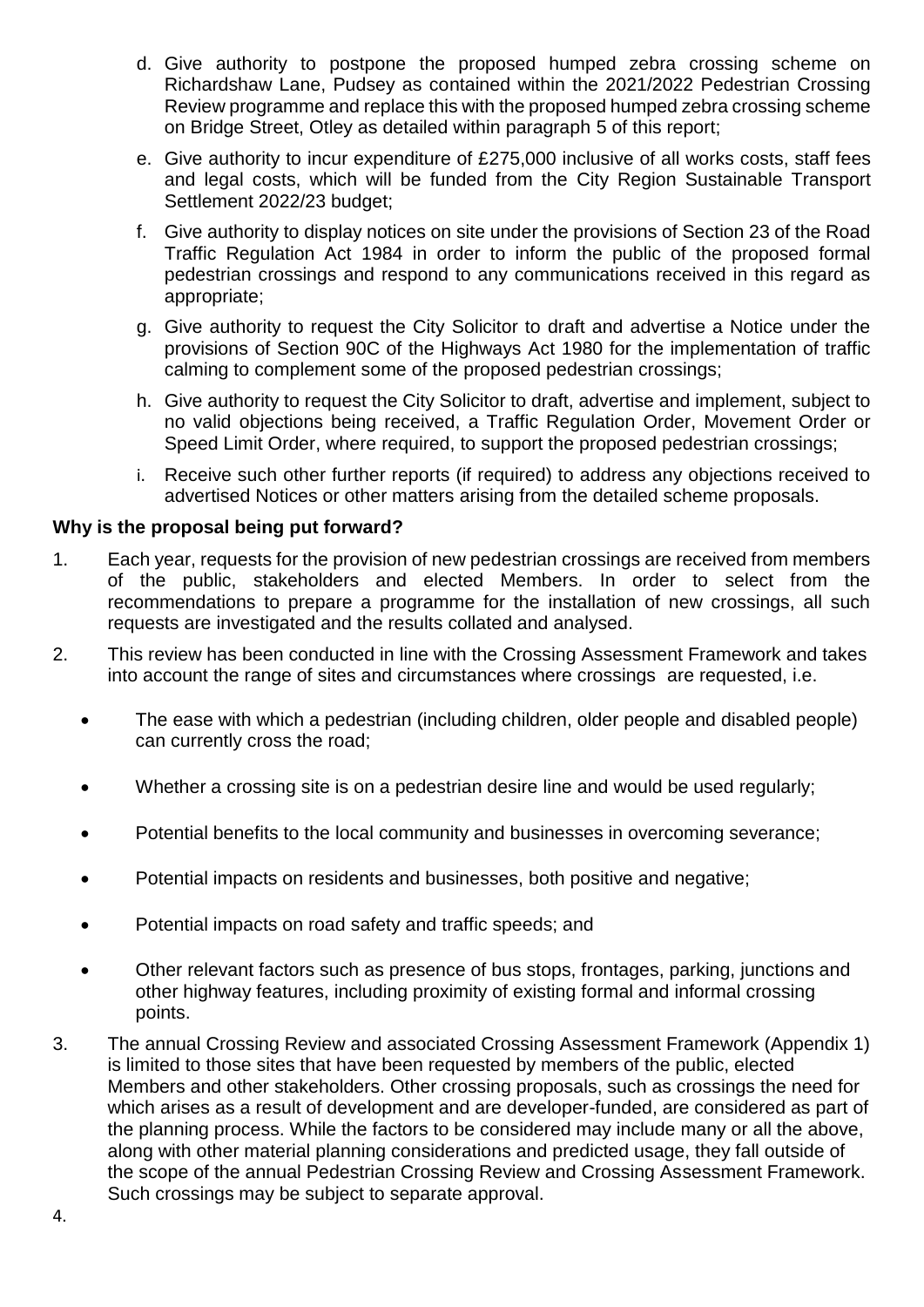d. Give authority to postpone the proposed humped zebra crossing scheme on Richardshaw Lane, Pudsey as contained within the 2021/2022 Pedestrian Crossing Review programme and replace this with the proposed humped zebra crossing scheme on Bridge Street, Otley as detailed within paragraph 5 of this report;

e. Give authority to incur expenditure of £275,000 inclusive of all works costs, staff fees and legal costs, which will be funded from the City Region Sustainable Transport Settlement 2022/23 budget;

f. Give authority to display notices on site under the provisions of Section 23 of the Road Traffic Regulation Act 1984 in order to inform the public of the proposed formal pedestrian crossings and respond to any communications received in this regard as appropriate;

g. Give authority to request the City Solicitor to draft and advertise a Notice under the provisions of Section 90C of the Highways Act 1980 for the implementation of traffic calming to complement some of the proposed pedestrian crossings;

h. Give authority to request the City Solicitor to draft, advertise and implement, subject to no valid objections being received, a Traffic Regulation Order, Movement Order or Speed Limit Order, where required, to support the proposed pedestrian crossings;

i. Receive such other further reports (if required) to address any objections received to advertised Notices or other matters arising from the detailed scheme proposals.

**Why is the proposal being put forward?**

1. Each year, requests for the provision of new pedestrian crossings are received from members of the public, stakeholders and elected Members. In order to select from the recommendations to prepare a programme for the installation of new crossings, all such requests are investigated and the results collated and analysed.

2. This review has been conducted in line with the Crossing Assessment Framework and takes into account the range of sites and circumstances where crossings are requested, i.e.

   - The ease with which a pedestrian (including children, older people and disabled people) can currently cross the road;
   - Whether a crossing site is on a pedestrian desire line and would be used regularly;
   - Potential benefits to the local community and businesses in overcoming severance;
   - Potential impacts on residents and businesses, both positive and negative;
   - Potential impacts on road safety and traffic speeds; and
   - Other relevant factors such as presence of bus stops, frontages, parking, junctions and other highway features, including proximity of existing formal and informal crossing points.

3. The annual Crossing Review and associated Crossing Assessment Framework (Appendix 1) is limited to those sites that have been requested by members of the public, elected Members and other stakeholders. Other crossing proposals, such as crossings the need for which arises as a result of development and are developer-funded, are considered as part of the planning process. While the factors to be considered may include many or all the above, along with other material planning considerations and predicted usage, they fall outside of the scope of the annual Pedestrian Crossing Review and Crossing Assessment Framework. Such crossings may be subject to separate approval.

4.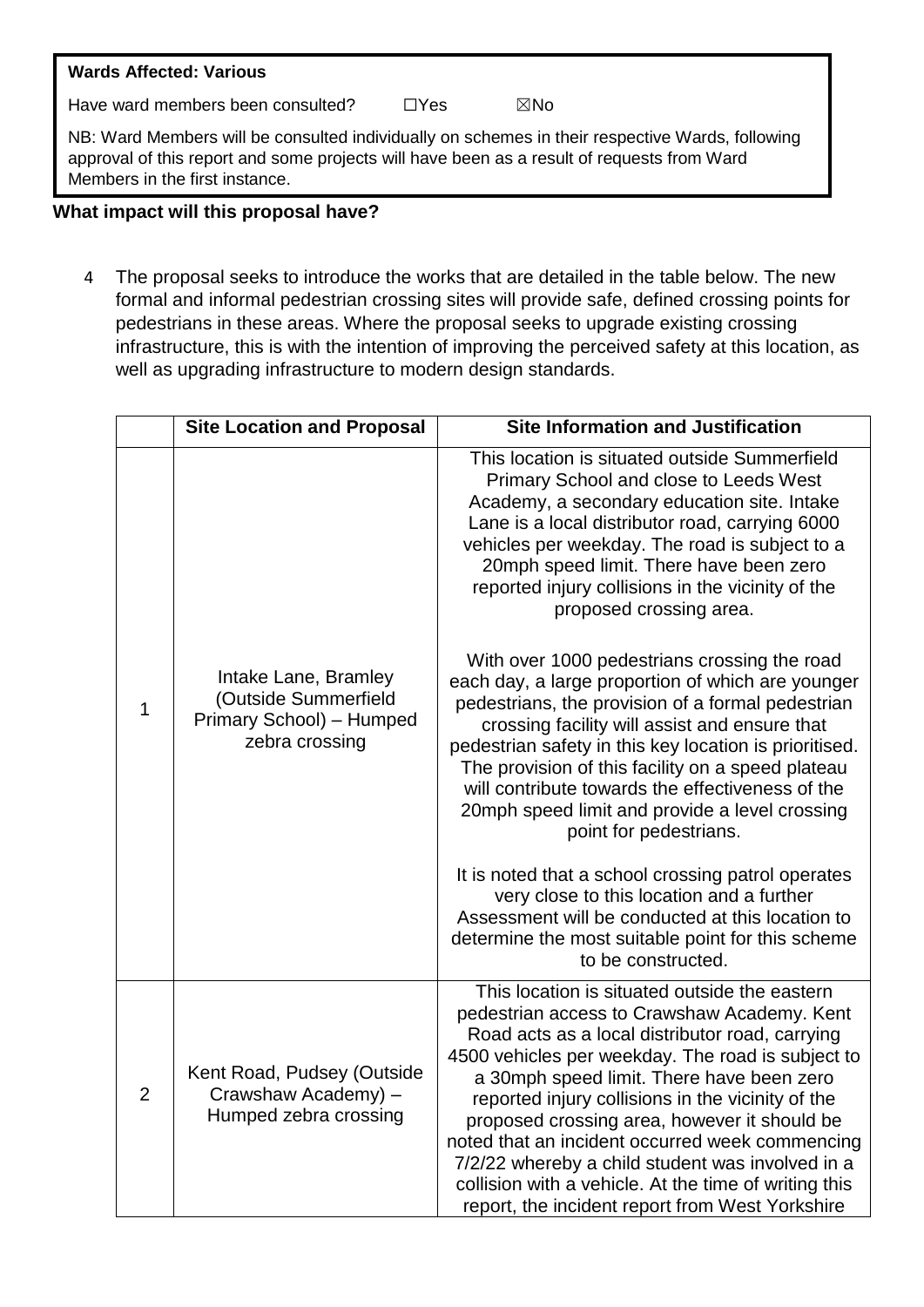**Wards Affected: Various**

Have ward members been consulted? ☐Yes ☒No

NB: Ward Members will be consulted individually on schemes in their respective Wards, following approval of this report and some projects will have been as a result of requests from Ward Members in the first instance.

**What impact will this proposal have?**

4 The proposal seeks to introduce the works that are detailed in the table below. The new formal and informal pedestrian crossing sites will provide safe, defined crossing points for pedestrians in these areas. Where the proposal seeks to upgrade existing crossing infrastructure, this is with the intention of improving the perceived safety at this location, as well as upgrading infrastructure to modern design standards.

| | Site Location and Proposal | Site Information and Justification |
|---|---|---|
| 1 | Intake Lane, Bramley (Outside Summerfield Primary School) – Humped zebra crossing | This location is situated outside Summerfield Primary School and close to Leeds West Academy, a secondary education site. Intake Lane is a local distributor road, carrying 6000 vehicles per weekday. The road is subject to a 20mph speed limit. There have been zero reported injury collisions in the vicinity of the proposed crossing area.<br><br>With over 1000 pedestrians crossing the road each day, a large proportion of which are younger pedestrians, the provision of a formal pedestrian crossing facility will assist and ensure that pedestrian safety in this key location is prioritised. The provision of this facility on a speed plateau will contribute towards the effectiveness of the 20mph speed limit and provide a level crossing point for pedestrians.<br><br>It is noted that a school crossing patrol operates very close to this location and a further Assessment will be conducted at this location to determine the most suitable point for this scheme to be constructed. |
| 2 | Kent Road, Pudsey (Outside Crawshaw Academy) – Humped zebra crossing | This location is situated outside the eastern pedestrian access to Crawshaw Academy. Kent Road acts as a local distributor road, carrying 4500 vehicles per weekday. The road is subject to a 30mph speed limit. There have been zero reported injury collisions in the vicinity of the proposed crossing area, however it should be noted that an incident occurred week commencing 7/2/22 whereby a child student was involved in a collision with a vehicle. At the time of writing this report, the incident report from West Yorkshire |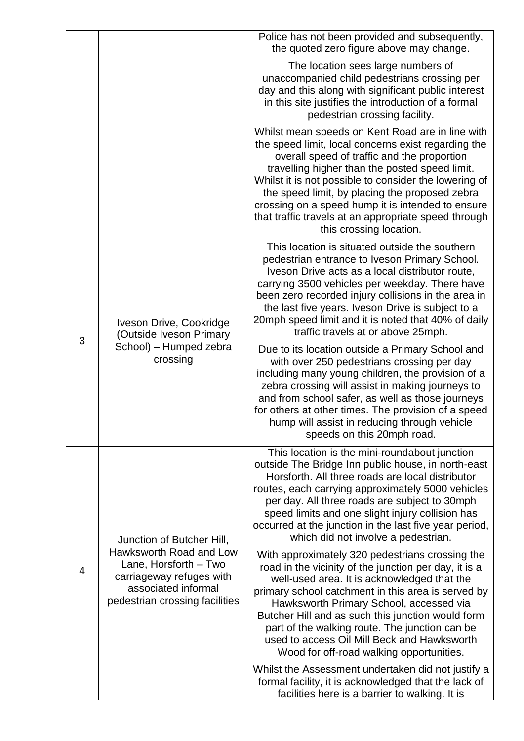| | | |
|---|---|---|
| | | Police has not been provided and subsequently, the quoted zero figure above may change.<br><br>The location sees large numbers of unaccompanied child pedestrians crossing per day and this along with significant public interest in this site justifies the introduction of a formal pedestrian crossing facility.<br><br>Whilst mean speeds on Kent Road are in line with the speed limit, local concerns exist regarding the overall speed of traffic and the proportion travelling higher than the posted speed limit. Whilst it is not possible to consider the lowering of the speed limit, by placing the proposed zebra crossing on a speed hump it is intended to ensure that traffic travels at an appropriate speed through this crossing location. |
| 3 | Iveson Drive, Cookridge (Outside Iveson Primary School) – Humped zebra crossing | This location is situated outside the southern pedestrian entrance to Iveson Primary School. Iveson Drive acts as a local distributor route, carrying 3500 vehicles per weekday. There have been zero recorded injury collisions in the area in the last five years. Iveson Drive is subject to a 20mph speed limit and it is noted that 40% of daily traffic travels at or above 25mph.<br><br>Due to its location outside a Primary School and with over 250 pedestrians crossing per day including many young children, the provision of a zebra crossing will assist in making journeys to and from school safer, as well as those journeys for others at other times. The provision of a speed hump will assist in reducing through vehicle speeds on this 20mph road. |
| 4 | Junction of Butcher Hill, Hawksworth Road and Low Lane, Horsforth – Two carriageway refuges with associated informal pedestrian crossing facilities | This location is the mini-roundabout junction outside The Bridge Inn public house, in north-east Horsforth. All three roads are local distributor routes, each carrying approximately 5000 vehicles per day. All three roads are subject to 30mph speed limits and one slight injury collision has occurred at the junction in the last five year period, which did not involve a pedestrian.<br><br>With approximately 320 pedestrians crossing the road in the vicinity of the junction per day, it is a well-used area. It is acknowledged that the primary school catchment in this area is served by Hawksworth Primary School, accessed via Butcher Hill and as such this junction would form part of the walking route. The junction can be used to access Oil Mill Beck and Hawksworth Wood for off-road walking opportunities.<br><br>Whilst the Assessment undertaken did not justify a formal facility, it is acknowledged that the lack of facilities here is a barrier to walking. It is |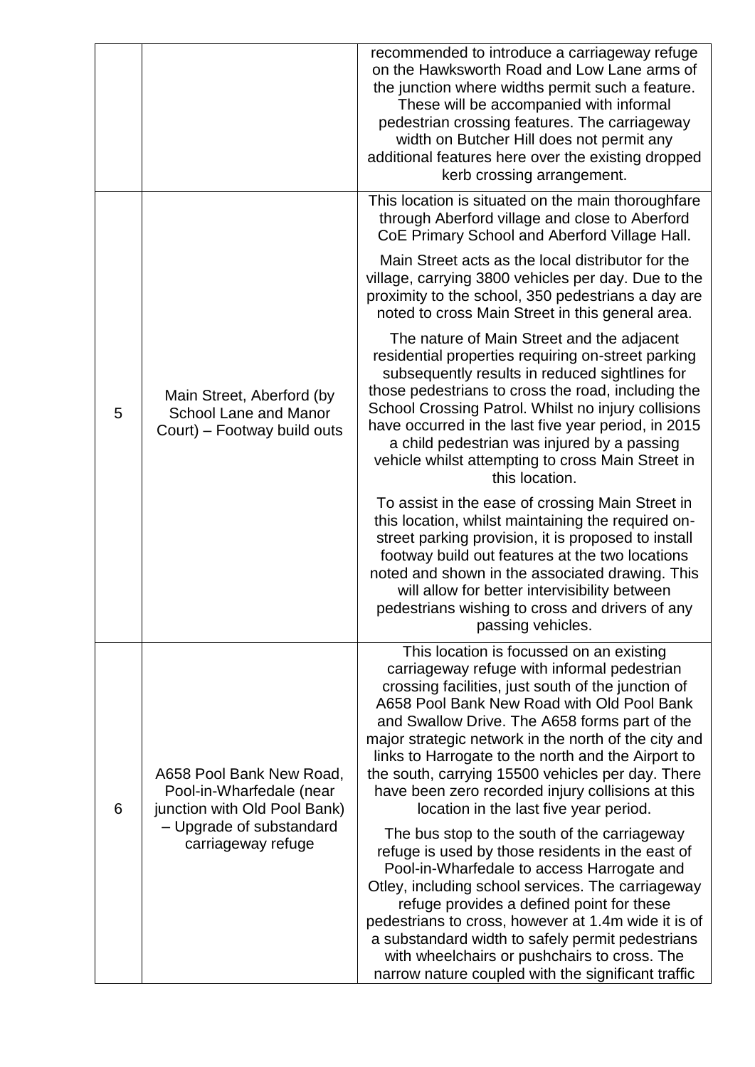| | | |
|---|---|---|
| | | recommended to introduce a carriageway refuge on the Hawksworth Road and Low Lane arms of the junction where widths permit such a feature. These will be accompanied with informal pedestrian crossing features. The carriageway width on Butcher Hill does not permit any additional features here over the existing dropped kerb crossing arrangement. |
| 5 | Main Street, Aberford (by School Lane and Manor Court) – Footway build outs | This location is situated on the main thoroughfare through Aberford village and close to Aberford CoE Primary School and Aberford Village Hall.<br><br>Main Street acts as the local distributor for the village, carrying 3800 vehicles per day. Due to the proximity to the school, 350 pedestrians a day are noted to cross Main Street in this general area.<br><br>The nature of Main Street and the adjacent residential properties requiring on-street parking subsequently results in reduced sightlines for those pedestrians to cross the road, including the School Crossing Patrol. Whilst no injury collisions have occurred in the last five year period, in 2015 a child pedestrian was injured by a passing vehicle whilst attempting to cross Main Street in this location.<br><br>To assist in the ease of crossing Main Street in this location, whilst maintaining the required on-street parking provision, it is proposed to install footway build out features at the two locations noted and shown in the associated drawing. This will allow for better intervisibility between pedestrians wishing to cross and drivers of any passing vehicles. |
| 6 | A658 Pool Bank New Road, Pool-in-Wharfedale (near junction with Old Pool Bank) – Upgrade of substandard carriageway refuge | This location is focussed on an existing carriageway refuge with informal pedestrian crossing facilities, just south of the junction of A658 Pool Bank New Road with Old Pool Bank and Swallow Drive. The A658 forms part of the major strategic network in the north of the city and links to Harrogate to the north and the Airport to the south, carrying 15500 vehicles per day. There have been zero recorded injury collisions at this location in the last five year period.<br><br>The bus stop to the south of the carriageway refuge is used by those residents in the east of Pool-in-Wharfedale to access Harrogate and Otley, including school services. The carriageway refuge provides a defined point for these pedestrians to cross, however at 1.4m wide it is of a substandard width to safely permit pedestrians with wheelchairs or pushchairs to cross. The narrow nature coupled with the significant traffic |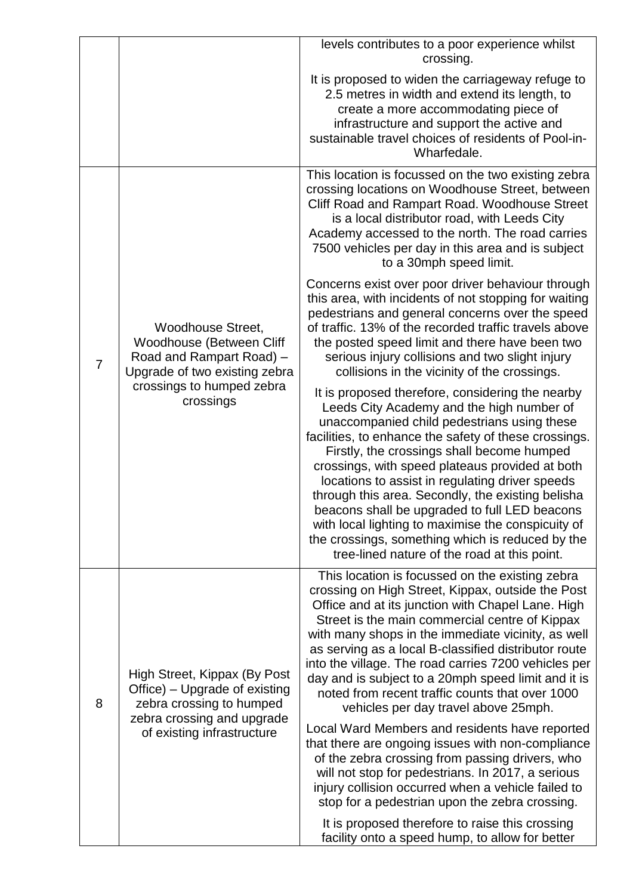| | | |
|---|---|---|
| | | levels contributes to a poor experience whilst crossing.<br><br>It is proposed to widen the carriageway refuge to 2.5 metres in width and extend its length, to create a more accommodating piece of infrastructure and support the active and sustainable travel choices of residents of Pool-in-Wharfedale. |
| 7 | Woodhouse Street, Woodhouse (Between Cliff Road and Rampart Road) – Upgrade of two existing zebra crossings to humped zebra crossings | This location is focussed on the two existing zebra crossing locations on Woodhouse Street, between Cliff Road and Rampart Road. Woodhouse Street is a local distributor road, with Leeds City Academy accessed to the north. The road carries 7500 vehicles per day in this area and is subject to a 30mph speed limit.<br><br>Concerns exist over poor driver behaviour through this area, with incidents of not stopping for waiting pedestrians and general concerns over the speed of traffic. 13% of the recorded traffic travels above the posted speed limit and there have been two serious injury collisions and two slight injury collisions in the vicinity of the crossings.<br><br>It is proposed therefore, considering the nearby Leeds City Academy and the high number of unaccompanied child pedestrians using these facilities, to enhance the safety of these crossings. Firstly, the crossings shall become humped crossings, with speed plateaus provided at both locations to assist in regulating driver speeds through this area. Secondly, the existing belisha beacons shall be upgraded to full LED beacons with local lighting to maximise the conspicuity of the crossings, something which is reduced by the tree-lined nature of the road at this point. |
| 8 | High Street, Kippax (By Post Office) – Upgrade of existing zebra crossing to humped zebra crossing and upgrade of existing infrastructure | This location is focussed on the existing zebra crossing on High Street, Kippax, outside the Post Office and at its junction with Chapel Lane. High Street is the main commercial centre of Kippax with many shops in the immediate vicinity, as well as serving as a local B-classified distributor route into the village. The road carries 7200 vehicles per day and is subject to a 20mph speed limit and it is noted from recent traffic counts that over 1000 vehicles per day travel above 25mph.<br><br>Local Ward Members and residents have reported that there are ongoing issues with non-compliance of the zebra crossing from passing drivers, who will not stop for pedestrians. In 2017, a serious injury collision occurred when a vehicle failed to stop for a pedestrian upon the zebra crossing.<br><br>It is proposed therefore to raise this crossing facility onto a speed hump, to allow for better |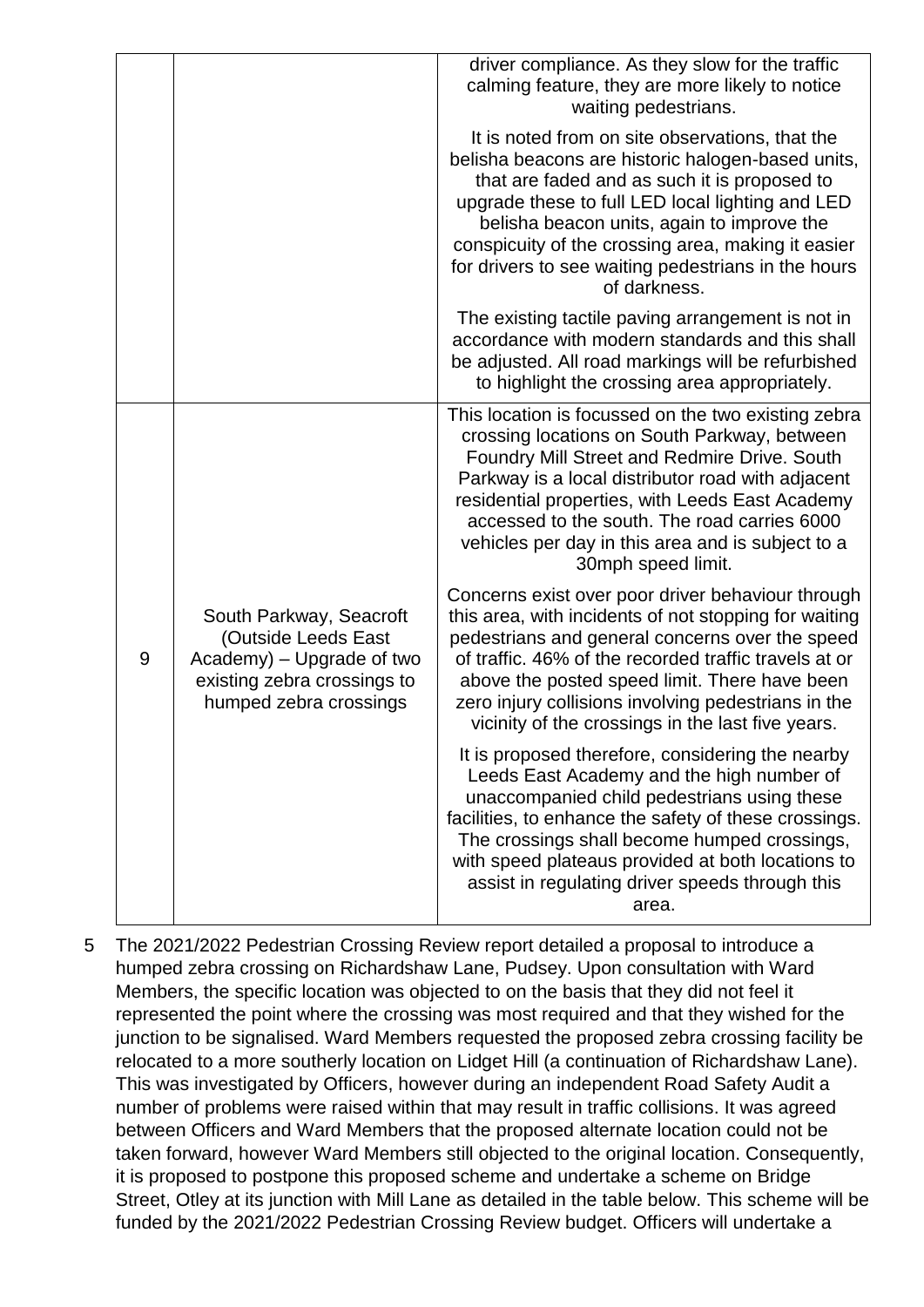| | | |
|---|---|---|
| | | driver compliance. As they slow for the traffic calming feature, they are more likely to notice waiting pedestrians.<br><br>It is noted from on site observations, that the belisha beacons are historic halogen-based units, that are faded and as such it is proposed to upgrade these to full LED local lighting and LED belisha beacon units, again to improve the conspicuity of the crossing area, making it easier for drivers to see waiting pedestrians in the hours of darkness.<br><br>The existing tactile paving arrangement is not in accordance with modern standards and this shall be adjusted. All road markings will be refurbished to highlight the crossing area appropriately. |
| 9 | South Parkway, Seacroft (Outside Leeds East Academy) – Upgrade of two existing zebra crossings to humped zebra crossings | This location is focussed on the two existing zebra crossing locations on South Parkway, between Foundry Mill Street and Redmire Drive. South Parkway is a local distributor road with adjacent residential properties, with Leeds East Academy accessed to the south. The road carries 6000 vehicles per day in this area and is subject to a 30mph speed limit.<br><br>Concerns exist over poor driver behaviour through this area, with incidents of not stopping for waiting pedestrians and general concerns over the speed of traffic. 46% of the recorded traffic travels at or above the posted speed limit. There have been zero injury collisions involving pedestrians in the vicinity of the crossings in the last five years.<br><br>It is proposed therefore, considering the nearby Leeds East Academy and the high number of unaccompanied child pedestrians using these facilities, to enhance the safety of these crossings. The crossings shall become humped crossings, with speed plateaus provided at both locations to assist in regulating driver speeds through this area. |

5 The 2021/2022 Pedestrian Crossing Review report detailed a proposal to introduce a humped zebra crossing on Richardshaw Lane, Pudsey. Upon consultation with Ward Members, the specific location was objected to on the basis that they did not feel it represented the point where the crossing was most required and that they wished for the junction to be signalised. Ward Members requested the proposed zebra crossing facility be relocated to a more southerly location on Lidget Hill (a continuation of Richardshaw Lane). This was investigated by Officers, however during an independent Road Safety Audit a number of problems were raised within that may result in traffic collisions. It was agreed between Officers and Ward Members that the proposed alternate location could not be taken forward, however Ward Members still objected to the original location. Consequently, it is proposed to postpone this proposed scheme and undertake a scheme on Bridge Street, Otley at its junction with Mill Lane as detailed in the table below. This scheme will be funded by the 2021/2022 Pedestrian Crossing Review budget. Officers will undertake a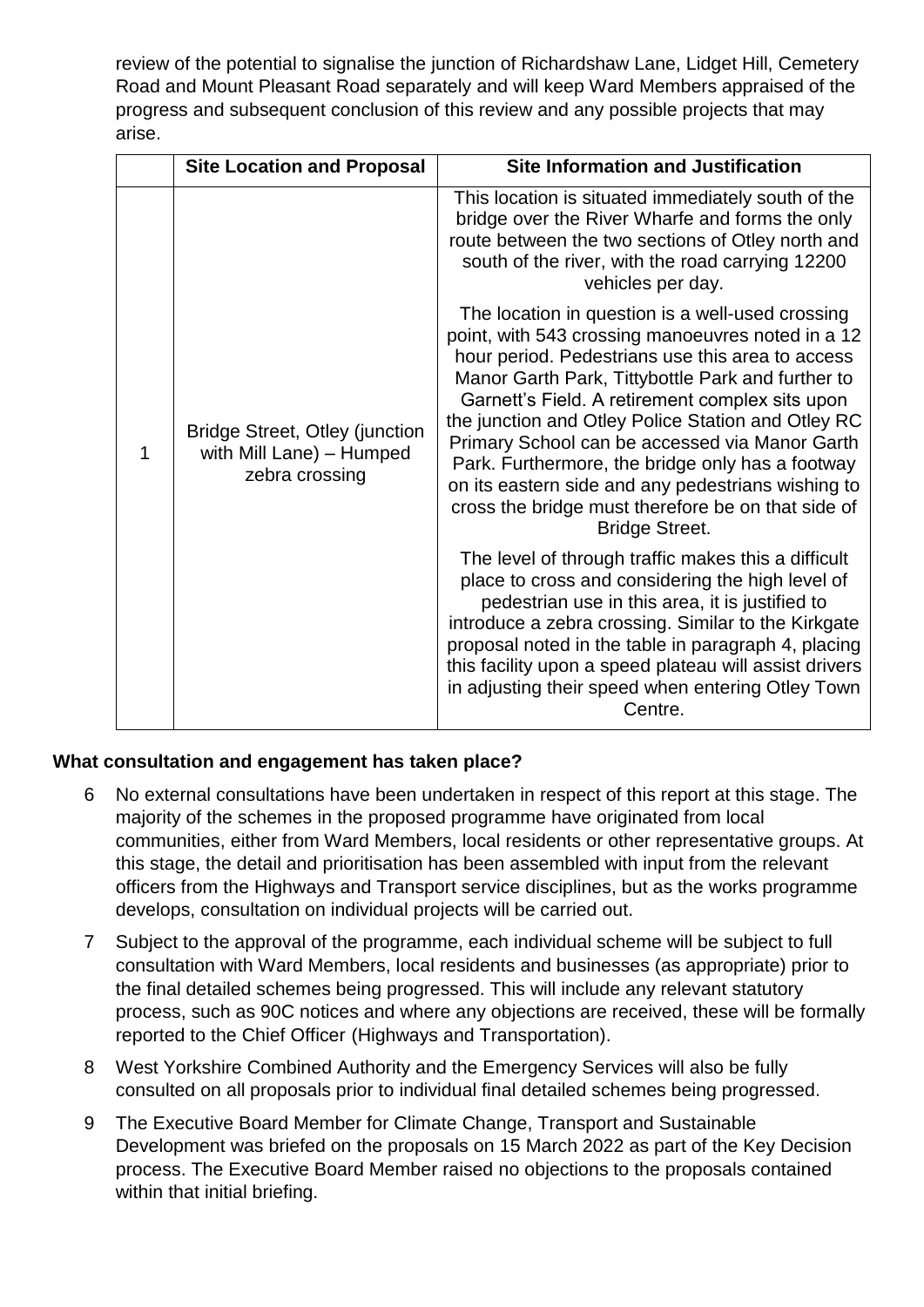review of the potential to signalise the junction of Richardshaw Lane, Lidget Hill, Cemetery Road and Mount Pleasant Road separately and will keep Ward Members appraised of the progress and subsequent conclusion of this review and any possible projects that may arise.

| | Site Location and Proposal | Site Information and Justification |
|---|---|---|
| 1 | Bridge Street, Otley (junction with Mill Lane) – Humped zebra crossing | This location is situated immediately south of the bridge over the River Wharfe and forms the only route between the two sections of Otley north and south of the river, with the road carrying 12200 vehicles per day.<br><br>The location in question is a well-used crossing point, with 543 crossing manoeuvres noted in a 12 hour period. Pedestrians use this area to access Manor Garth Park, Tittybottle Park and further to Garnett's Field. A retirement complex sits upon the junction and Otley Police Station and Otley RC Primary School can be accessed via Manor Garth Park. Furthermore, the bridge only has a footway on its eastern side and any pedestrians wishing to cross the bridge must therefore be on that side of Bridge Street.<br><br>The level of through traffic makes this a difficult place to cross and considering the high level of pedestrian use in this area, it is justified to introduce a zebra crossing. Similar to the Kirkgate proposal noted in the table in paragraph 4, placing this facility upon a speed plateau will assist drivers in adjusting their speed when entering Otley Town Centre. |

**What consultation and engagement has taken place?**

6 No external consultations have been undertaken in respect of this report at this stage. The majority of the schemes in the proposed programme have originated from local communities, either from Ward Members, local residents or other representative groups. At this stage, the detail and prioritisation has been assembled with input from the relevant officers from the Highways and Transport service disciplines, but as the works programme develops, consultation on individual projects will be carried out.

7 Subject to the approval of the programme, each individual scheme will be subject to full consultation with Ward Members, local residents and businesses (as appropriate) prior to the final detailed schemes being progressed. This will include any relevant statutory process, such as 90C notices and where any objections are received, these will be formally reported to the Chief Officer (Highways and Transportation).

8 West Yorkshire Combined Authority and the Emergency Services will also be fully consulted on all proposals prior to individual final detailed schemes being progressed.

9 The Executive Board Member for Climate Change, Transport and Sustainable Development was briefed on the proposals on 15 March 2022 as part of the Key Decision process. The Executive Board Member raised no objections to the proposals contained within that initial briefing.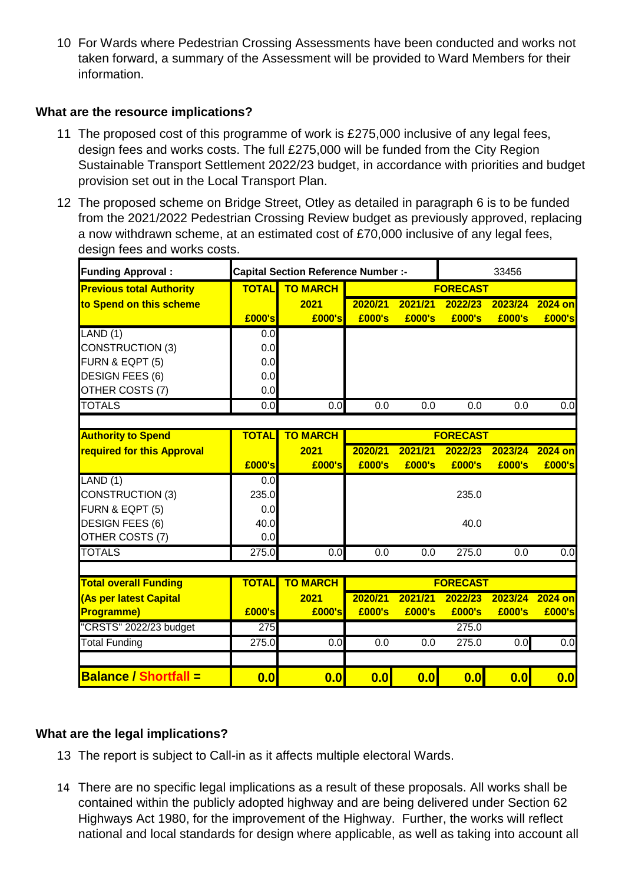10 For Wards where Pedestrian Crossing Assessments have been conducted and works not taken forward, a summary of the Assessment will be provided to Ward Members for their information.

## What are the resource implications?

11 The proposed cost of this programme of work is £275,000 inclusive of any legal fees, design fees and works costs. The full £275,000 will be funded from the City Region Sustainable Transport Settlement 2022/23 budget, in accordance with priorities and budget provision set out in the Local Transport Plan.

12 The proposed scheme on Bridge Street, Otley as detailed in paragraph 6 is to be funded from the 2021/2022 Pedestrian Crossing Review budget as previously approved, replacing a now withdrawn scheme, at an estimated cost of £70,000 inclusive of any legal fees, design fees and works costs.

| **Funding Approval :** | **Capital Section Reference Number :-** | | | | 33456 | | |
|---|---|---|---|---|---|---|---|
| **Previous total Authority to Spend on this scheme** | **TOTAL** | **TO MARCH 2021** | **FORECAST** | | | | |
| | | | **2020/21** | **2021/21** | **2022/23** | **2023/24** | **2024 on** |
| | **£000's** | **£000's** | **£000's** | **£000's** | **£000's** | **£000's** | **£000's** |
| LAND (1) | 0.0 | | | | | | |
| CONSTRUCTION (3) | 0.0 | | | | | | |
| FURN & EQPT (5) | 0.0 | | | | | | |
| DESIGN FEES (6) | 0.0 | | | | | | |
| OTHER COSTS (7) | 0.0 | | | | | | |
| TOTALS | 0.0 | 0.0 | 0.0 | 0.0 | 0.0 | 0.0 | 0.0 |
| | | | | | | | |
| **Authority to Spend required for this Approval** | **TOTAL** | **TO MARCH 2021** | **FORECAST** | | | | |
| | | | **2020/21** | **2021/21** | **2022/23** | **2023/24** | **2024 on** |
| | **£000's** | **£000's** | **£000's** | **£000's** | **£000's** | **£000's** | **£000's** |
| LAND (1) | 0.0 | | | | | | |
| CONSTRUCTION (3) | 235.0 | | | | 235.0 | | |
| FURN & EQPT (5) | 0.0 | | | | | | |
| DESIGN FEES (6) | 40.0 | | | | 40.0 | | |
| OTHER COSTS (7) | 0.0 | | | | | | |
| TOTALS | 275.0 | 0.0 | 0.0 | 0.0 | 275.0 | 0.0 | 0.0 |
| | | | | | | | |
| **Total overall Funding (As per latest Capital Programme)** | **TOTAL** | **TO MARCH 2021** | **FORECAST** | | | | |
| | | | **2020/21** | **2021/21** | **2022/23** | **2023/24** | **2024 on** |
| | **£000's** | **£000's** | **£000's** | **£000's** | **£000's** | **£000's** | **£000's** |
| "CRSTS" 2022/23 budget | 275 | | | | 275.0 | | |
| Total Funding | 275.0 | 0.0 | 0.0 | 0.0 | 275.0 | 0.0 | 0.0 |
| | | | | | | | |
| **Balance / Shortfall =** | **0.0** | **0.0** | **0.0** | **0.0** | **0.0** | **0.0** | **0.0** |

## What are the legal implications?

13 The report is subject to Call-in as it affects multiple electoral Wards.

14 There are no specific legal implications as a result of these proposals. All works shall be contained within the publicly adopted highway and are being delivered under Section 62 Highways Act 1980, for the improvement of the Highway. Further, the works will reflect national and local standards for design where applicable, as well as taking into account all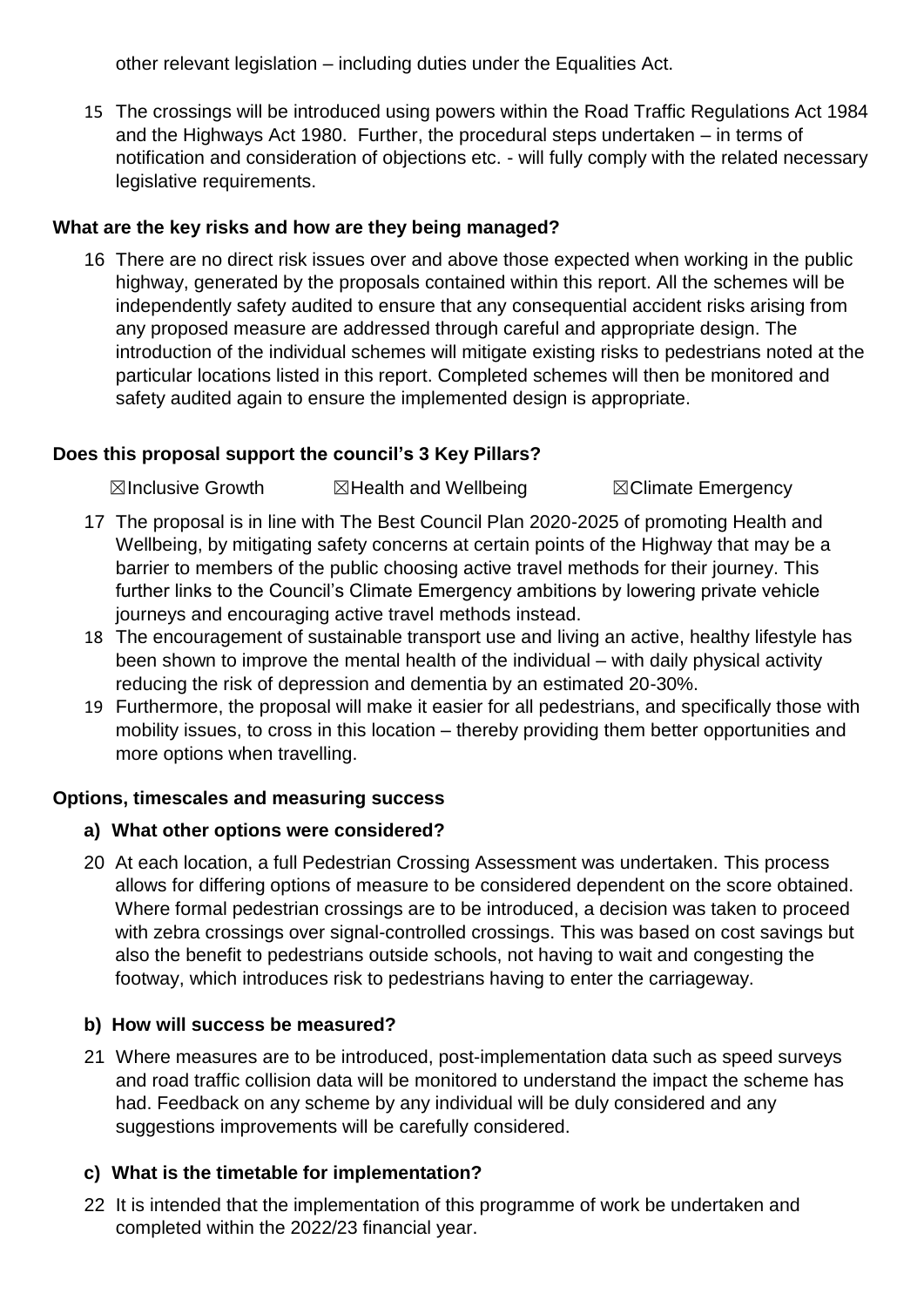other relevant legislation – including duties under the Equalities Act.

15 The crossings will be introduced using powers within the Road Traffic Regulations Act 1984 and the Highways Act 1980. Further, the procedural steps undertaken – in terms of notification and consideration of objections etc. - will fully comply with the related necessary legislative requirements.

**What are the key risks and how are they being managed?**

16 There are no direct risk issues over and above those expected when working in the public highway, generated by the proposals contained within this report. All the schemes will be independently safety audited to ensure that any consequential accident risks arising from any proposed measure are addressed through careful and appropriate design. The introduction of the individual schemes will mitigate existing risks to pedestrians noted at the particular locations listed in this report. Completed schemes will then be monitored and safety audited again to ensure the implemented design is appropriate.

**Does this proposal support the council's 3 Key Pillars?**

☒Inclusive Growth ☒Health and Wellbeing ☒Climate Emergency

17 The proposal is in line with The Best Council Plan 2020-2025 of promoting Health and Wellbeing, by mitigating safety concerns at certain points of the Highway that may be a barrier to members of the public choosing active travel methods for their journey. This further links to the Council's Climate Emergency ambitions by lowering private vehicle journeys and encouraging active travel methods instead.

18 The encouragement of sustainable transport use and living an active, healthy lifestyle has been shown to improve the mental health of the individual – with daily physical activity reducing the risk of depression and dementia by an estimated 20-30%.

19 Furthermore, the proposal will make it easier for all pedestrians, and specifically those with mobility issues, to cross in this location – thereby providing them better opportunities and more options when travelling.

**Options, timescales and measuring success**

**a) What other options were considered?**

20 At each location, a full Pedestrian Crossing Assessment was undertaken. This process allows for differing options of measure to be considered dependent on the score obtained. Where formal pedestrian crossings are to be introduced, a decision was taken to proceed with zebra crossings over signal-controlled crossings. This was based on cost savings but also the benefit to pedestrians outside schools, not having to wait and congesting the footway, which introduces risk to pedestrians having to enter the carriageway.

**b) How will success be measured?**

21 Where measures are to be introduced, post-implementation data such as speed surveys and road traffic collision data will be monitored to understand the impact the scheme has had. Feedback on any scheme by any individual will be duly considered and any suggestions improvements will be carefully considered.

**c) What is the timetable for implementation?**

22 It is intended that the implementation of this programme of work be undertaken and completed within the 2022/23 financial year.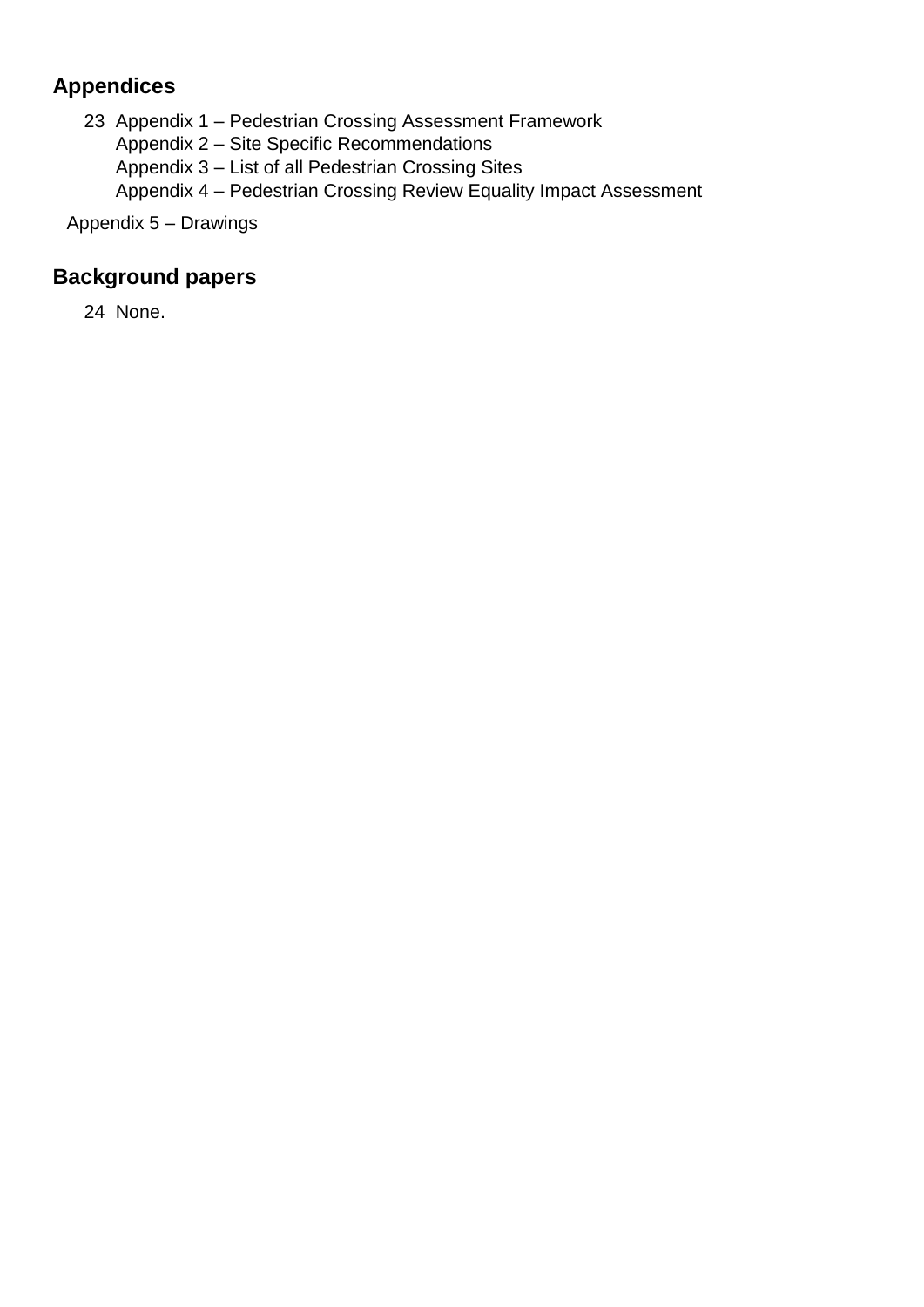## Appendices

23 Appendix 1 – Pedestrian Crossing Assessment Framework
Appendix 2 – Site Specific Recommendations
Appendix 3 – List of all Pedestrian Crossing Sites
Appendix 4 – Pedestrian Crossing Review Equality Impact Assessment

Appendix 5 – Drawings

## Background papers

24 None.